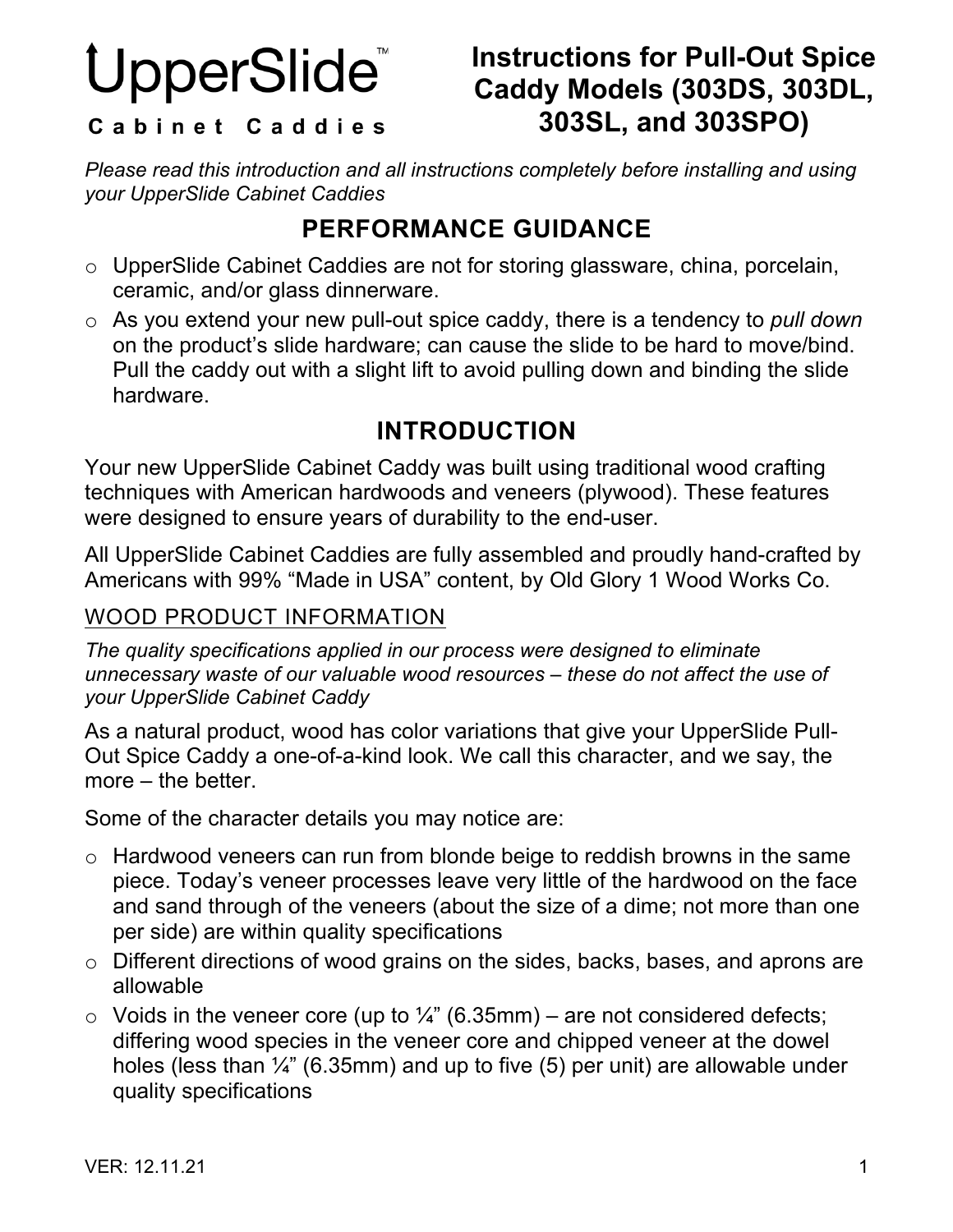# UpperSlide™

**C a b i n e t   C a d d i e s**

# Instructions for Pull-Out Spice Caddy Models (303DS, 303DL, 303SL, and 303SPO)

*Please read this introduction and all instructions completely before installing and using your UpperSlide Cabinet Caddies*

## PERFORMANCE GUIDANCE

- UpperSlide Cabinet Caddies are not for storing glassware, china, porcelain, ceramic, and/or glass dinnerware.
- As you extend your new pull-out spice caddy, there is a tendency to *pull down* on the product's slide hardware; can cause the slide to be hard to move/bind. Pull the caddy out with a slight lift to avoid pulling down and binding the slide hardware.

## INTRODUCTION

Your new UpperSlide Cabinet Caddy was built using traditional wood crafting techniques with American hardwoods and veneers (plywood). These features were designed to ensure years of durability to the end-user.

All UpperSlide Cabinet Caddies are fully assembled and proudly hand-crafted by Americans with 99% "Made in USA" content, by Old Glory 1 Wood Works Co.

### WOOD PRODUCT INFORMATION

*The quality specifications applied in our process were designed to eliminate unnecessary waste of our valuable wood resources – these do not affect the use of your UpperSlide Cabinet Caddy*

As a natural product, wood has color variations that give your UpperSlide Pull-Out Spice Caddy a one-of-a-kind look. We call this character, and we say, the more – the better.

Some of the character details you may notice are:

- Hardwood veneers can run from blonde beige to reddish browns in the same piece. Today's veneer processes leave very little of the hardwood on the face and sand through of the veneers (about the size of a dime; not more than one per side) are within quality specifications
- Different directions of wood grains on the sides, backs, bases, and aprons are allowable
- Voids in the veneer core (up to ¼" (6.35mm) – are not considered defects; differing wood species in the veneer core and chipped veneer at the dowel holes (less than ¼" (6.35mm) and up to five (5) per unit) are allowable under quality specifications

VER: 12.11.21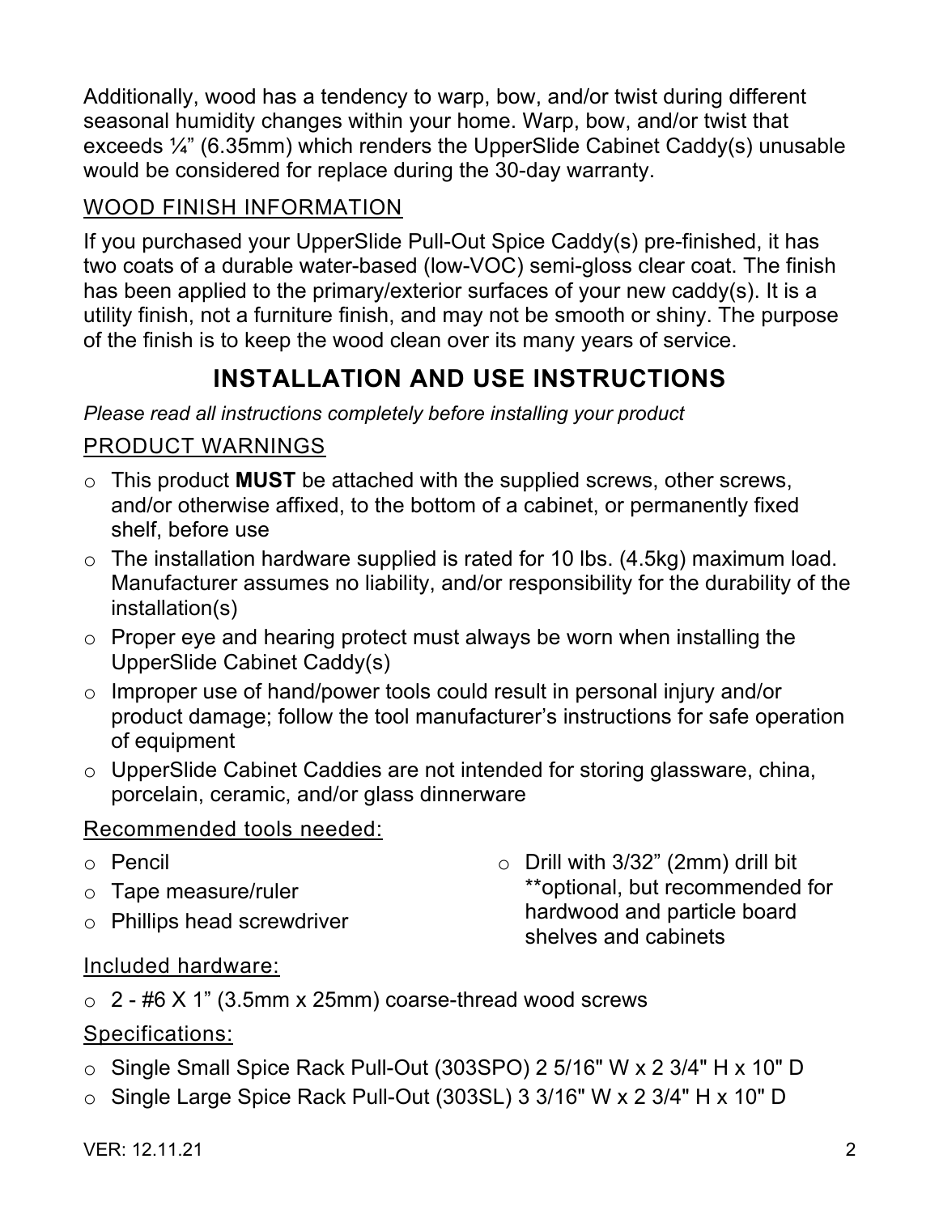Additionally, wood has a tendency to warp, bow, and/or twist during different seasonal humidity changes within your home. Warp, bow, and/or twist that exceeds ¼" (6.35mm) which renders the UpperSlide Cabinet Caddy(s) unusable would be considered for replace during the 30-day warranty.

## WOOD FINISH INFORMATION

If you purchased your UpperSlide Pull-Out Spice Caddy(s) pre-finished, it has two coats of a durable water-based (low-VOC) semi-gloss clear coat. The finish has been applied to the primary/exterior surfaces of your new caddy(s). It is a utility finish, not a furniture finish, and may not be smooth or shiny. The purpose of the finish is to keep the wood clean over its many years of service.

# INSTALLATION AND USE INSTRUCTIONS

*Please read all instructions completely before installing your product*

## PRODUCT WARNINGS

- This product **MUST** be attached with the supplied screws, other screws, and/or otherwise affixed, to the bottom of a cabinet, or permanently fixed shelf, before use
- The installation hardware supplied is rated for 10 lbs. (4.5kg) maximum load. Manufacturer assumes no liability, and/or responsibility for the durability of the installation(s)
- Proper eye and hearing protect must always be worn when installing the UpperSlide Cabinet Caddy(s)
- Improper use of hand/power tools could result in personal injury and/or product damage; follow the tool manufacturer's instructions for safe operation of equipment
- UpperSlide Cabinet Caddies are not intended for storing glassware, china, porcelain, ceramic, and/or glass dinnerware

### Recommended tools needed:

- Pencil
- Tape measure/ruler
- Phillips head screwdriver
- Drill with 3/32" (2mm) drill bit **optional, but recommended for hardwood and particle board shelves and cabinets

### Included hardware:

- 2 - #6 X 1" (3.5mm x 25mm) coarse-thread wood screws

### Specifications:

- Single Small Spice Rack Pull-Out (303SPO) 2 5/16" W x 2 3/4" H x 10" D
- Single Large Spice Rack Pull-Out (303SL) 3 3/16" W x 2 3/4" H x 10" D

VER: 12.11.21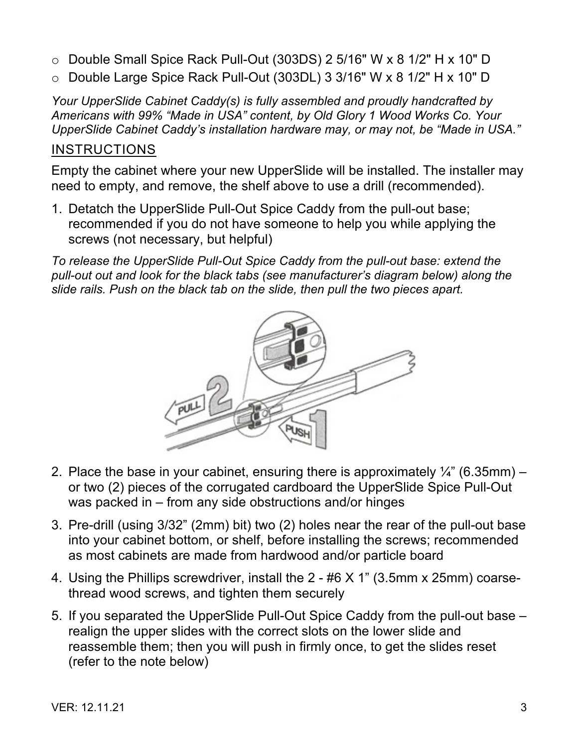- Double Small Spice Rack Pull-Out (303DS) 2 5/16" W x 8 1/2" H x 10" D
- Double Large Spice Rack Pull-Out (303DL) 3 3/16" W x 8 1/2" H x 10" D

*Your UpperSlide Cabinet Caddy(s) is fully assembled and proudly handcrafted by Americans with 99% "Made in USA" content, by Old Glory 1 Wood Works Co. Your UpperSlide Cabinet Caddy's installation hardware may, or may not, be "Made in USA."*

## INSTRUCTIONS

Empty the cabinet where your new UpperSlide will be installed. The installer may need to empty, and remove, the shelf above to use a drill (recommended).

1. Detatch the UpperSlide Pull-Out Spice Caddy from the pull-out base; recommended if you do not have someone to help you while applying the screws (not necessary, but helpful)

*To release the UpperSlide Pull-Out Spice Caddy from the pull-out base: extend the pull-out out and look for the black tabs (see manufacturer's diagram below) along the slide rails. Push on the black tab on the slide, then pull the two pieces apart.*

2. Place the base in your cabinet, ensuring there is approximately ¼" (6.35mm) – or two (2) pieces of the corrugated cardboard the UpperSlide Spice Pull-Out was packed in – from any side obstructions and/or hinges
3. Pre-drill (using 3/32" (2mm) bit) two (2) holes near the rear of the pull-out base into your cabinet bottom, or shelf, before installing the screws; recommended as most cabinets are made from hardwood and/or particle board
4. Using the Phillips screwdriver, install the 2 - #6 X 1" (3.5mm x 25mm) coarse-thread wood screws, and tighten them securely
5. If you separated the UpperSlide Pull-Out Spice Caddy from the pull-out base – realign the upper slides with the correct slots on the lower slide and reassemble them; then you will push in firmly once, to get the slides reset (refer to the note below)

VER: 12.11.21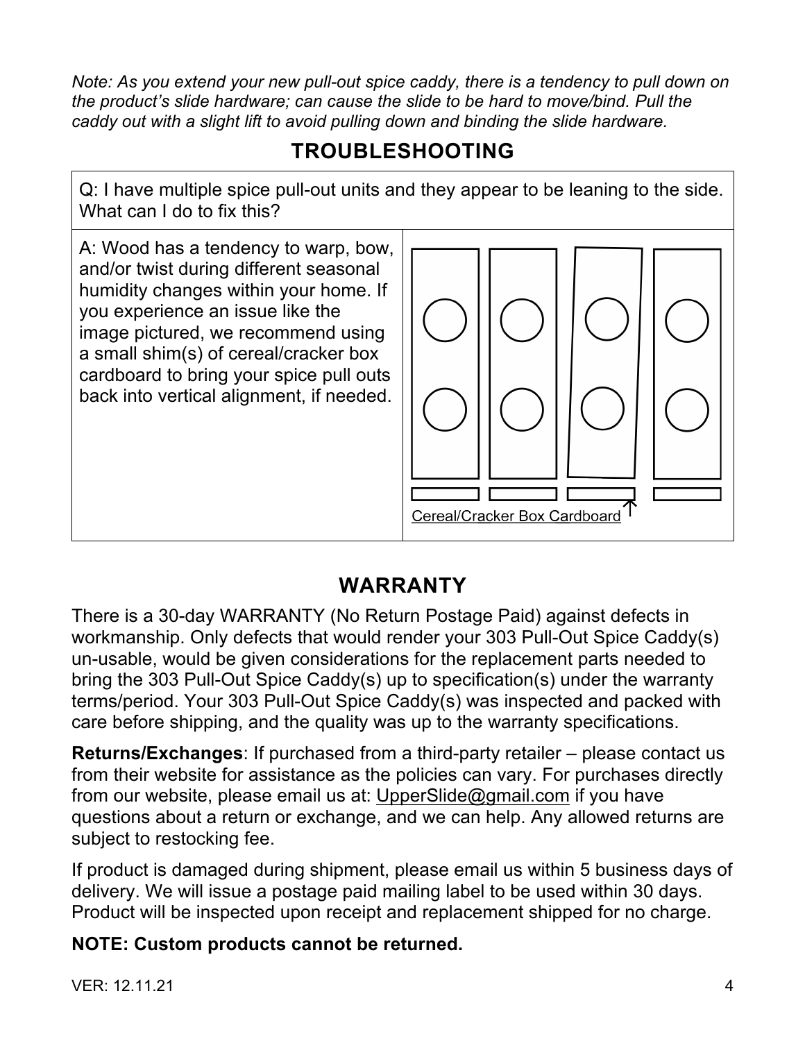*Note: As you extend your new pull-out spice caddy, there is a tendency to pull down on the product's slide hardware; can cause the slide to be hard to move/bind. Pull the caddy out with a slight lift to avoid pulling down and binding the slide hardware.*

## TROUBLESHOOTING

Q: I have multiple spice pull-out units and they appear to be leaning to the side. What can I do to fix this?

A: Wood has a tendency to warp, bow, and/or twist during different seasonal humidity changes within your home. If you experience an issue like the image pictured, we recommend using a small shim(s) of cereal/cracker box cardboard to bring your spice pull outs back into vertical alignment, if needed.

Cereal/Cracker Box Cardboard

## WARRANTY

There is a 30-day WARRANTY (No Return Postage Paid) against defects in workmanship. Only defects that would render your 303 Pull-Out Spice Caddy(s) un-usable, would be given considerations for the replacement parts needed to bring the 303 Pull-Out Spice Caddy(s) up to specification(s) under the warranty terms/period. Your 303 Pull-Out Spice Caddy(s) was inspected and packed with care before shipping, and the quality was up to the warranty specifications.

**Returns/Exchanges**: If purchased from a third-party retailer – please contact us from their website for assistance as the policies can vary. For purchases directly from our website, please email us at: UpperSlide@gmail.com if you have questions about a return or exchange, and we can help. Any allowed returns are subject to restocking fee.

If product is damaged during shipment, please email us within 5 business days of delivery. We will issue a postage paid mailing label to be used within 30 days. Product will be inspected upon receipt and replacement shipped for no charge.

**NOTE: Custom products cannot be returned.**

VER: 12.11.21